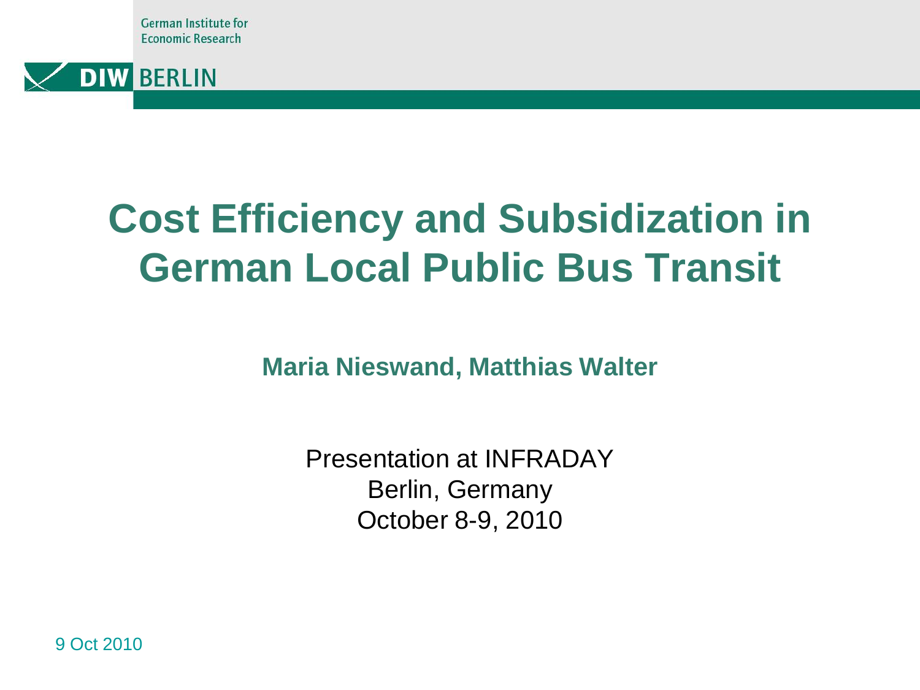German Institute for Economic Research

DIW BERLIN

# Cost Efficiency and Subsidization in German Local Public Bus Transit

**Maria Nieswand, Matthias Walter**

Presentation at INFRADAY
Berlin, Germany
October 8-9, 2010

9 Oct 2010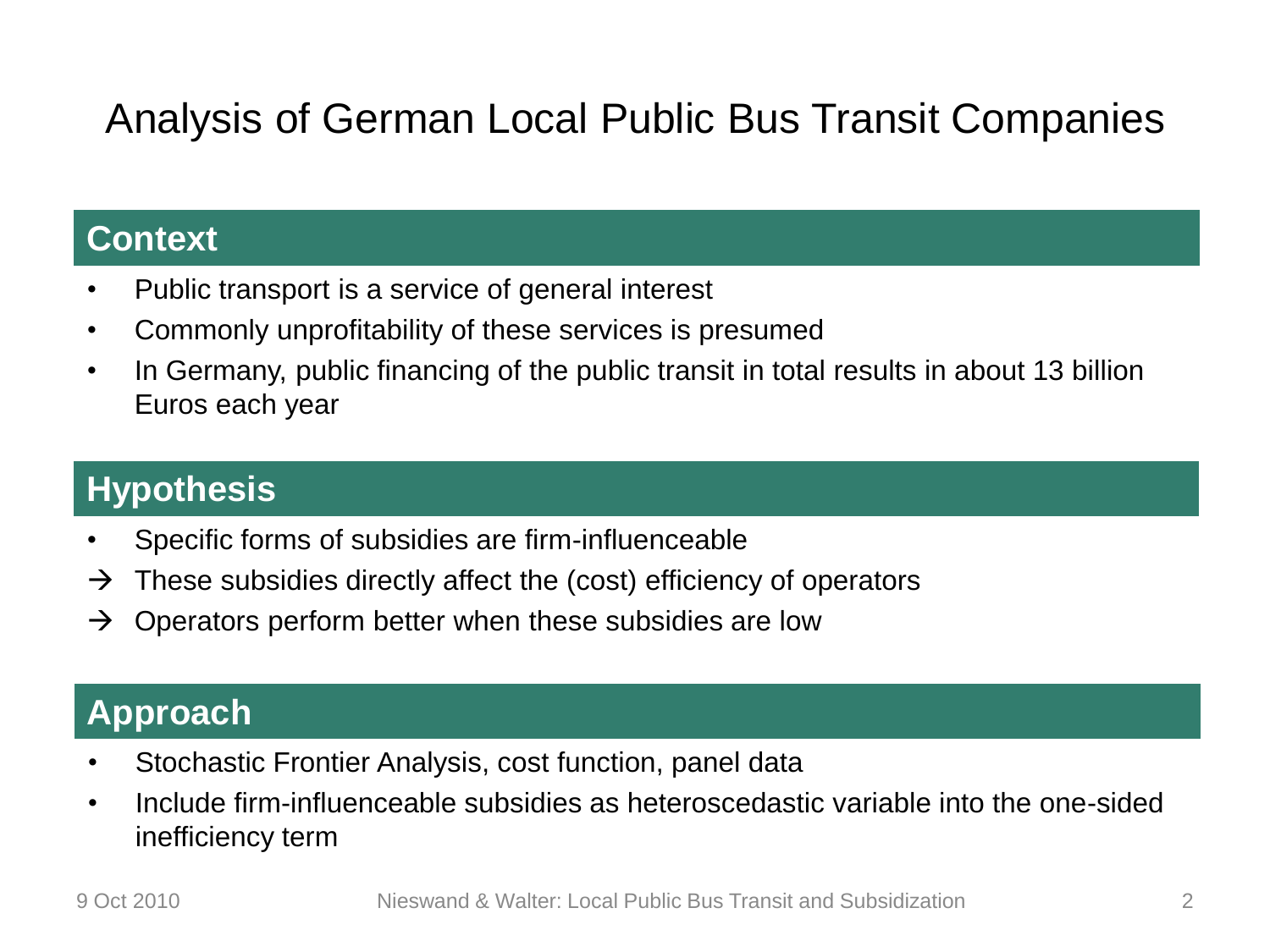# Analysis of German Local Public Bus Transit Companies

## Context

- Public transport is a service of general interest
- Commonly unprofitability of these services is presumed
- In Germany, public financing of the public transit in total results in about 13 billion Euros each year

## Hypothesis

- Specific forms of subsidies are firm-influenceable

→ These subsidies directly affect the (cost) efficiency of operators

→ Operators perform better when these subsidies are low

## Approach

- Stochastic Frontier Analysis, cost function, panel data
- Include firm-influenceable subsidies as heteroscedastic variable into the one-sided inefficiency term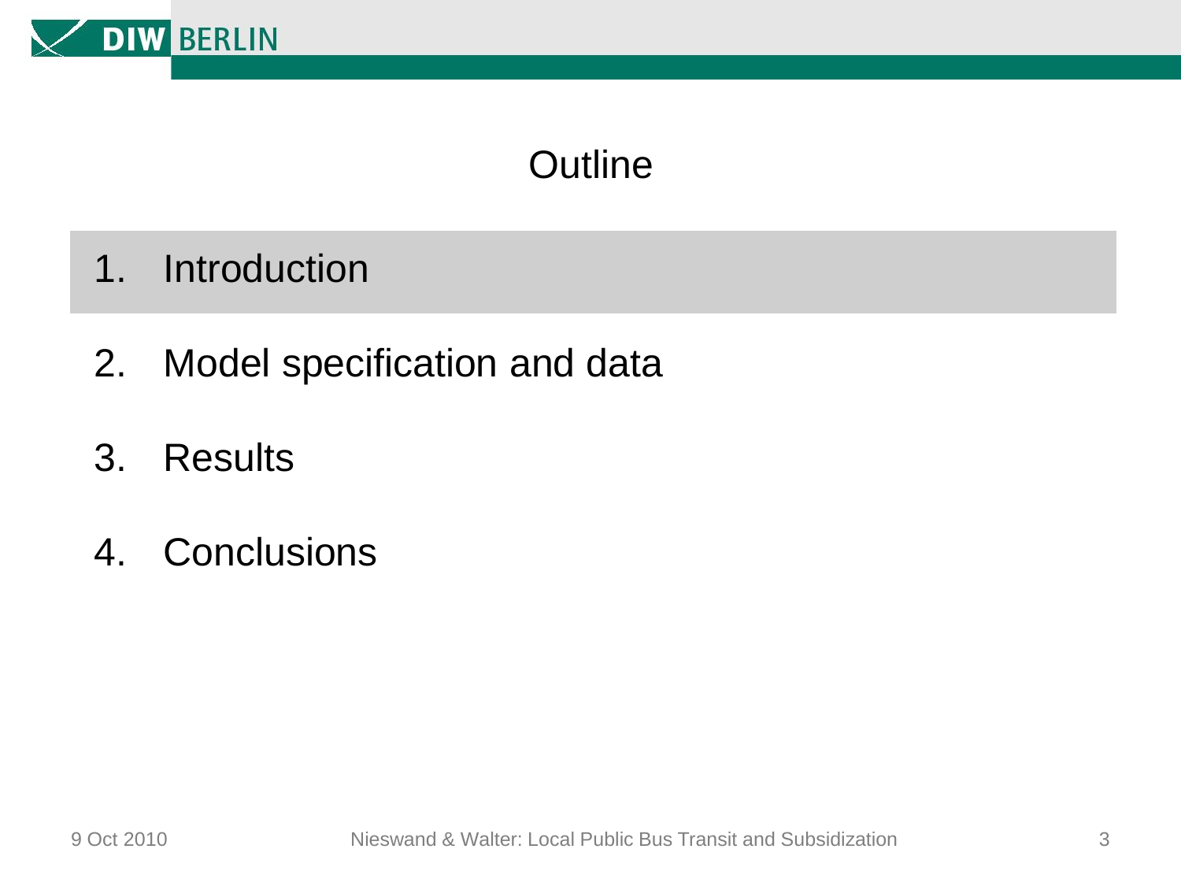# Outline

1. Introduction
2. Model specification and data
3. Results
4. Conclusions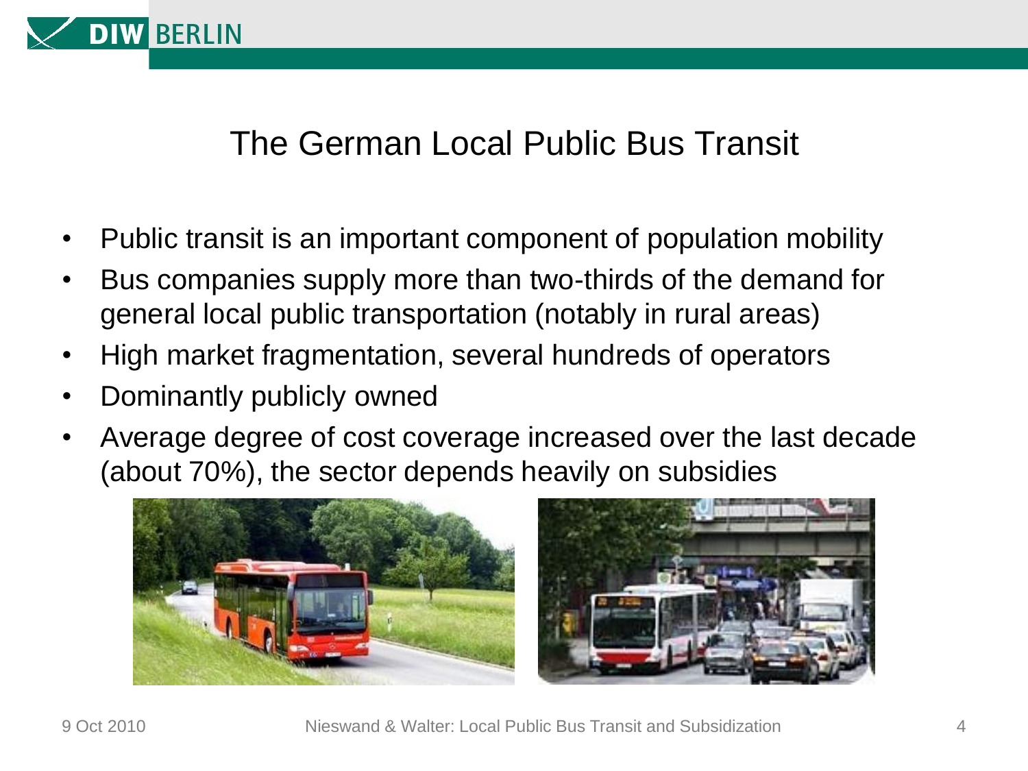# The German Local Public Bus Transit

- Public transit is an important component of population mobility
- Bus companies supply more than two-thirds of the demand for general local public transportation (notably in rural areas)
- High market fragmentation, several hundreds of operators
- Dominantly publicly owned
- Average degree of cost coverage increased over the last decade (about 70%), the sector depends heavily on subsidies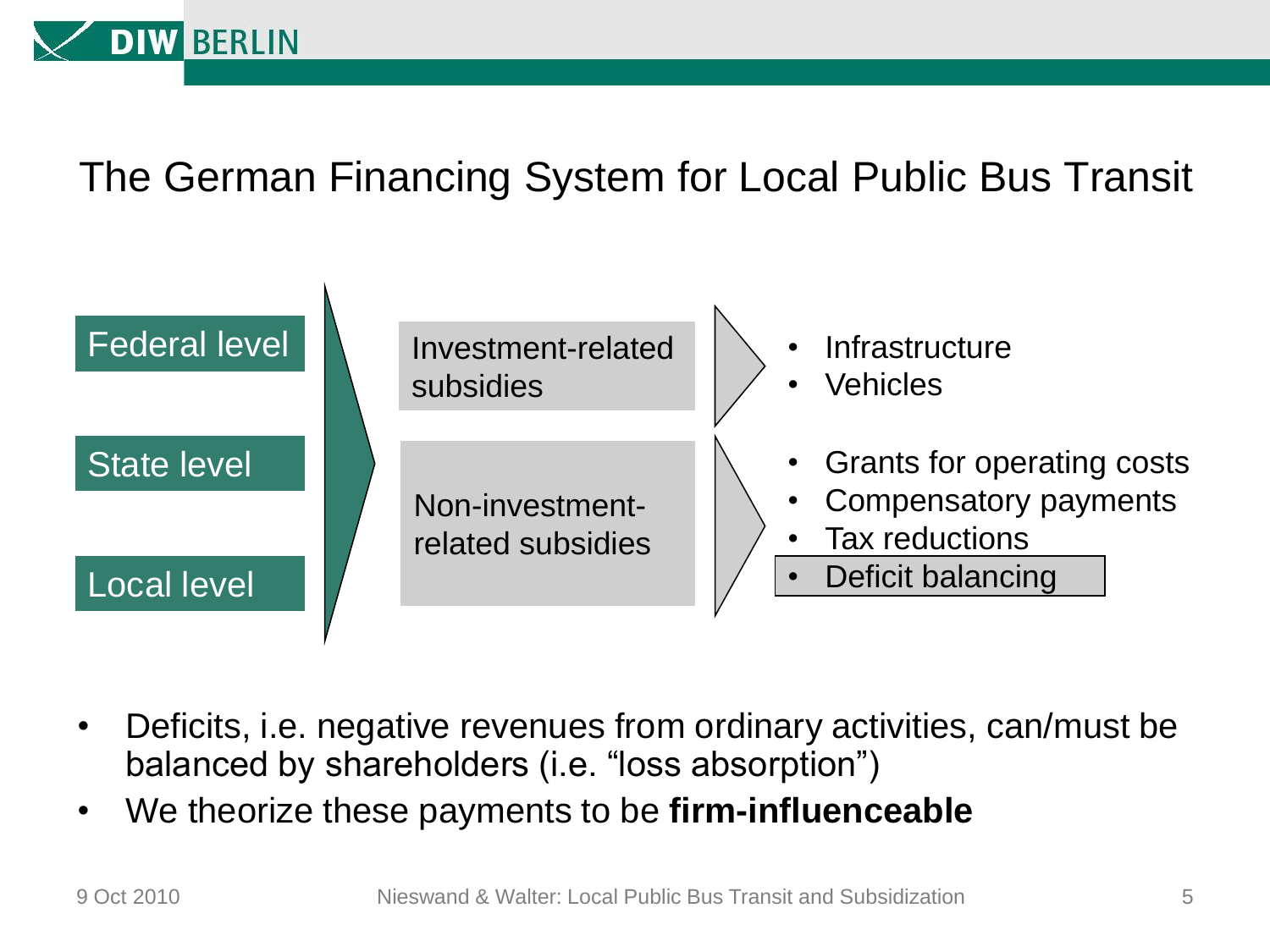# The German Financing System for Local Public Bus Transit

Federal level

State level

Local level

Investment-related subsidies

- Infrastructure
- Vehicles

Non-investment-related subsidies

- Grants for operating costs
- Compensatory payments
- Tax reductions
- Deficit balancing

- Deficits, i.e. negative revenues from ordinary activities, can/must be balanced by shareholders (i.e. "loss absorption")
- We theorize these payments to be **firm-influenceable**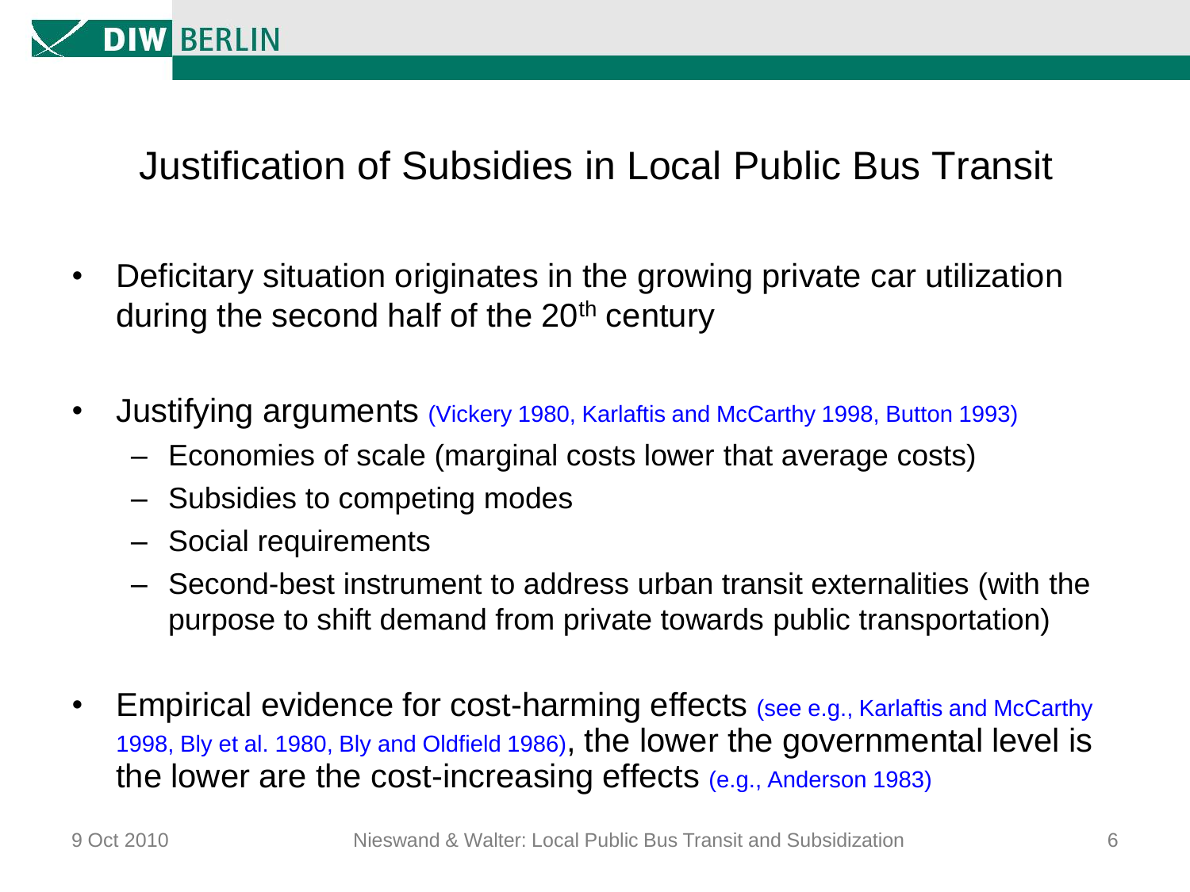# Justification of Subsidies in Local Public Bus Transit

- Deficitary situation originates in the growing private car utilization during the second half of the 20th century
- Justifying arguments (Vickery 1980, Karlaftis and McCarthy 1998, Button 1993)
  - Economies of scale (marginal costs lower that average costs)
  - Subsidies to competing modes
  - Social requirements
  - Second-best instrument to address urban transit externalities (with the purpose to shift demand from private towards public transportation)
- Empirical evidence for cost-harming effects (see e.g., Karlaftis and McCarthy 1998, Bly et al. 1980, Bly and Oldfield 1986), the lower the governmental level is the lower are the cost-increasing effects (e.g., Anderson 1983)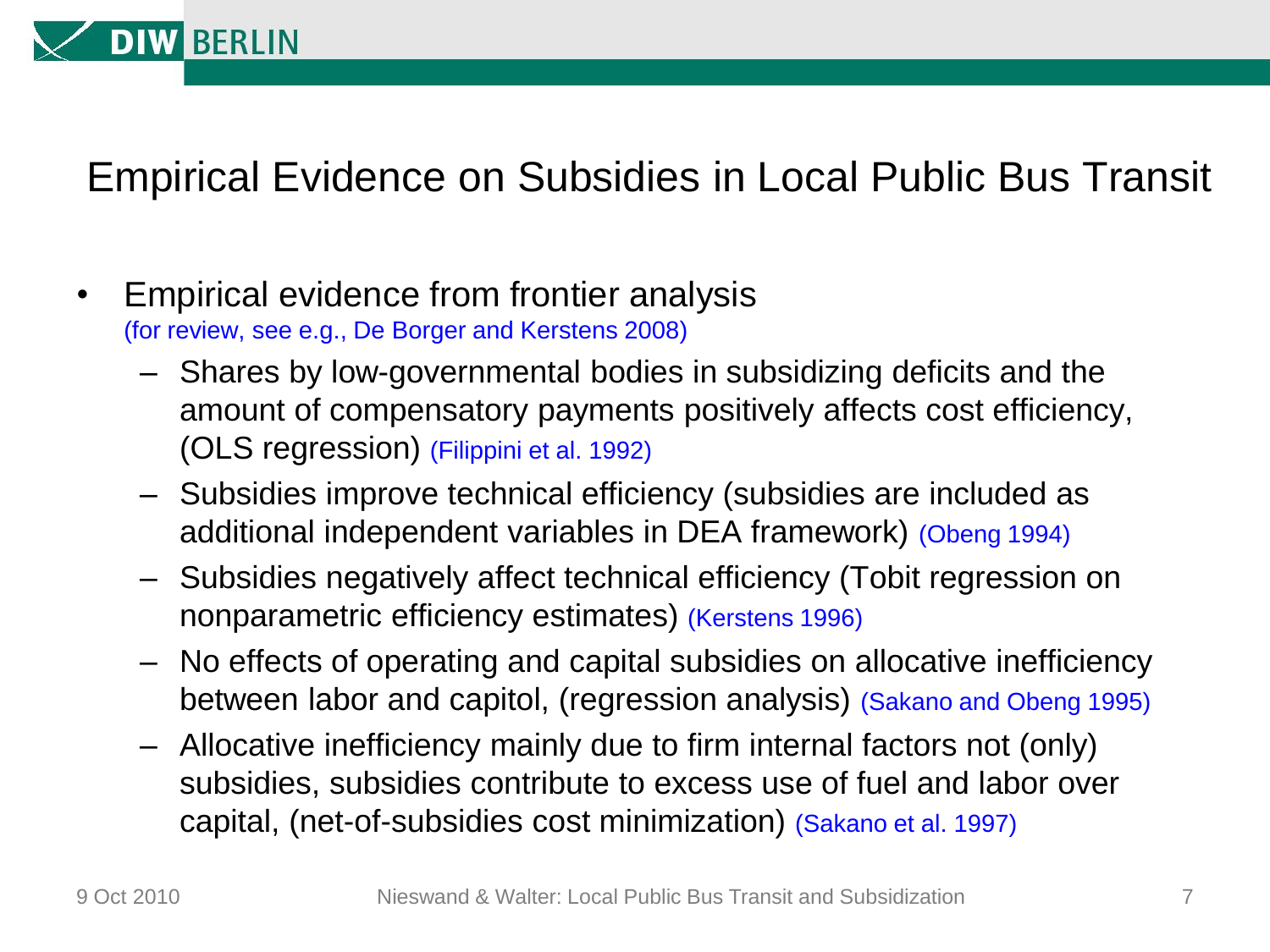# Empirical Evidence on Subsidies in Local Public Bus Transit

- Empirical evidence from frontier analysis
  (for review, see e.g., De Borger and Kerstens 2008)
  - Shares by low-governmental bodies in subsidizing deficits and the amount of compensatory payments positively affects cost efficiency, (OLS regression) (Filippini et al. 1992)
  - Subsidies improve technical efficiency (subsidies are included as additional independent variables in DEA framework) (Obeng 1994)
  - Subsidies negatively affect technical efficiency (Tobit regression on nonparametric efficiency estimates) (Kerstens 1996)
  - No effects of operating and capital subsidies on allocative inefficiency between labor and capitol, (regression analysis) (Sakano and Obeng 1995)
  - Allocative inefficiency mainly due to firm internal factors not (only) subsidies, subsidies contribute to excess use of fuel and labor over capital, (net-of-subsidies cost minimization) (Sakano et al. 1997)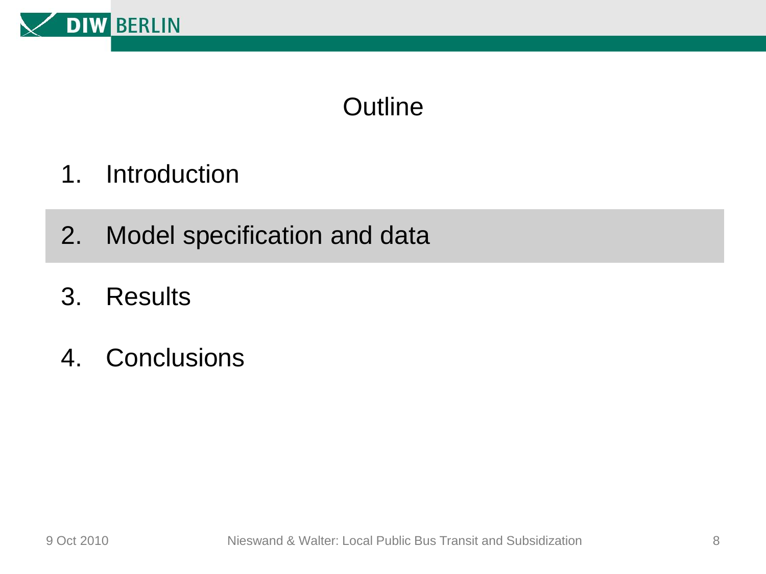# Outline

1. Introduction
2. Model specification and data
3. Results
4. Conclusions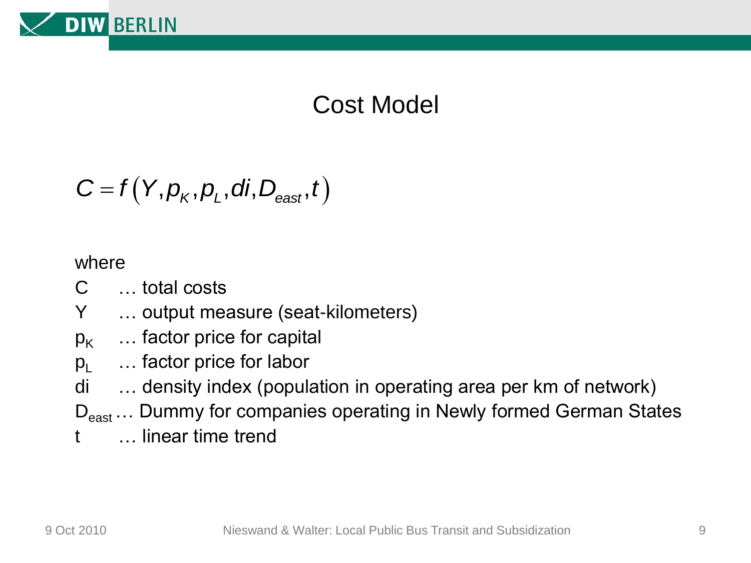# Cost Model

$$C = f\left(Y, p_K, p_L, di, D_{east}, t\right)$$

where

- C … total costs
- Y … output measure (seat-kilometers)
- $p_K$ … factor price for capital
- $p_L$ … factor price for labor
- di … density index (population in operating area per km of network)
- $D_{east}$ … Dummy for companies operating in Newly formed German States
- t … linear time trend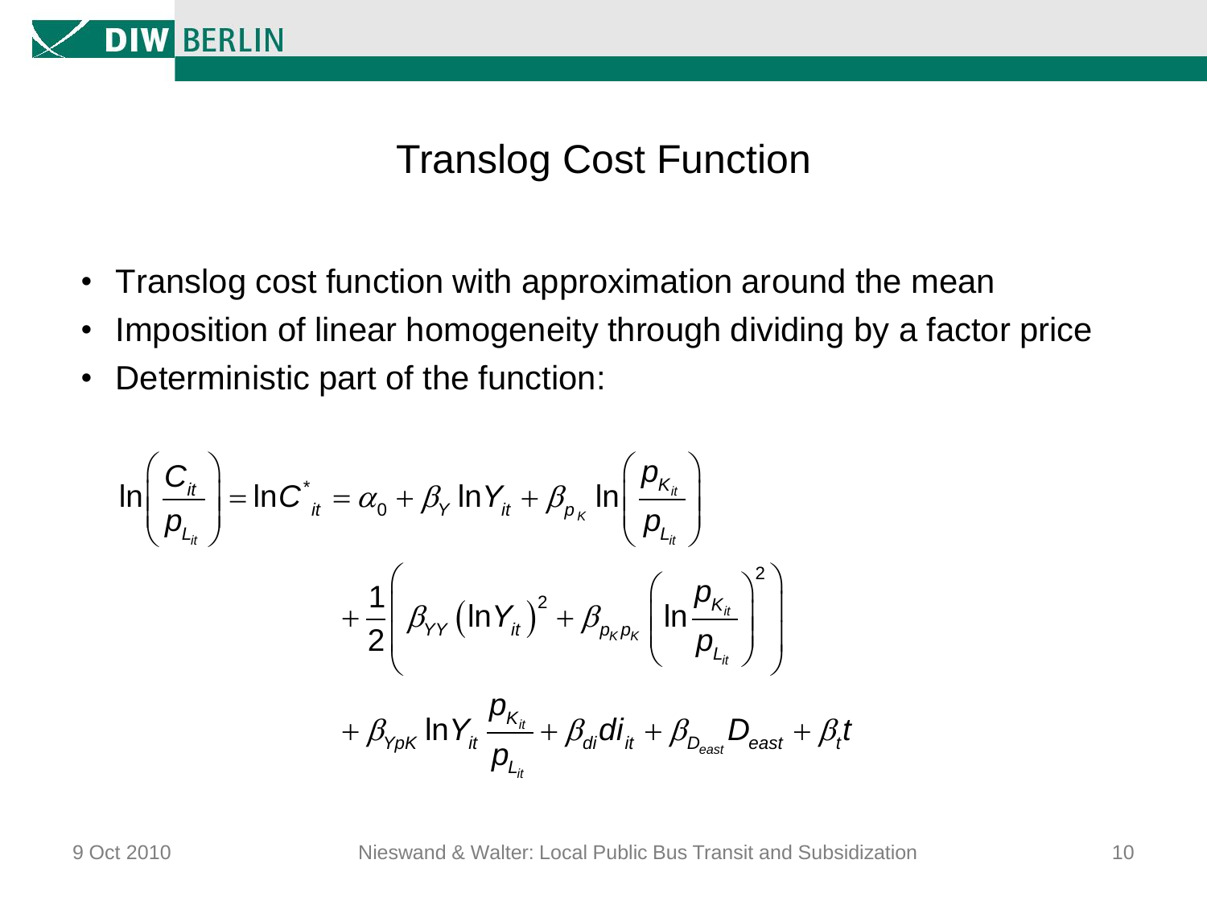# Translog Cost Function

- Translog cost function with approximation around the mean
- Imposition of linear homogeneity through dividing by a factor price
- Deterministic part of the function:

$$
\begin{aligned}
\ln\left(\frac{C_{it}}{p_{L_{it}}}\right) = \ln C^{*}_{it} &= \alpha_0 + \beta_Y \ln Y_{it} + \beta_{p_K} \ln\left(\frac{p_{K_{it}}}{p_{L_{it}}}\right) \\
&+ \frac{1}{2}\left(\beta_{YY}\left(\ln Y_{it}\right)^2 + \beta_{p_K p_K}\left(\ln \frac{p_{K_{it}}}{p_{L_{it}}}\right)^2\right) \\
&+ \beta_{YpK} \ln Y_{it} \frac{p_{K_{it}}}{p_{L_{it}}} + \beta_{di} di_{it} + \beta_{D_{east}} D_{east} + \beta_t t
\end{aligned}
$$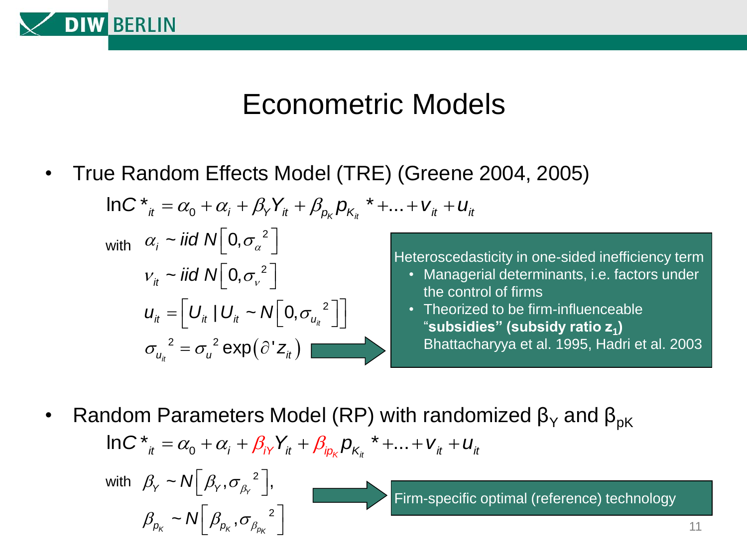# Econometric Models

- True Random Effects Model (TRE) (Greene 2004, 2005)

$$\ln C^*_{it} = \alpha_0 + \alpha_i + \beta_Y Y_{it} + \beta_{p_K} p_{K_{it}}^* + \ldots + v_{it} + u_{it}$$

with

$$\alpha_i \sim iid\ N\left[0, \sigma_\alpha^2\right]$$

$$v_{it} \sim iid\ N\left[0, \sigma_v^2\right]$$

$$u_{it} = \left[U_{it} \mid U_{it} \sim N\left[0, \sigma_{u_{it}}^2\right]\right]$$

$$\sigma_{u_{it}}^2 = \sigma_u^2 \exp\left(\partial' z_{it}\right)$$

Heteroscedasticity in one-sided inefficiency term

- Managerial determinants, i.e. factors under the control of firms
- Theorized to be firm-influenceable "**subsidies" (subsidy ratio $z_1$)** Bhattacharyya et al. 1995, Hadri et al. 2003

- Random Parameters Model (RP) with randomized $\beta_Y$ and $\beta_{pK}$

$$\ln C^*_{it} = \alpha_0 + \alpha_i + \beta_{iY} Y_{it} + \beta_{ip_K} p_{K_{it}}^* + \ldots + v_{it} + u_{it}$$

with

$$\beta_Y \sim N\left[\beta_Y, \sigma_{\beta_Y}^2\right],$$

$$\beta_{p_K} \sim N\left[\beta_{p_K}, \sigma_{\beta_{p_K}}^2\right]$$

Firm-specific optimal (reference) technology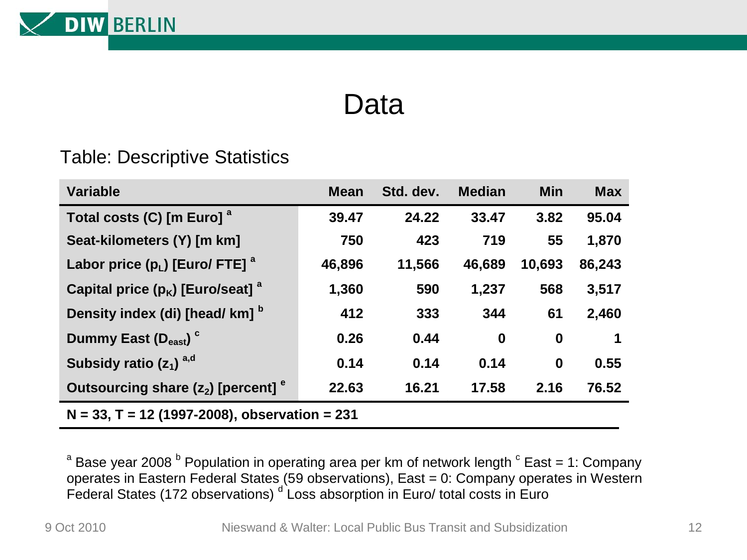# Data

Table: Descriptive Statistics

| Variable | Mean | Std. dev. | Median | Min | Max |
|---|---|---|---|---|---|
| **Total costs (C) [m Euro]** [a] | **39.47** | **24.22** | **33.47** | **3.82** | **95.04** |
| **Seat-kilometers (Y) [m km]** | **750** | **423** | **719** | **55** | **1,870** |
| **Labor price ($p_L$) [Euro/ FTE]** [a] | **46,896** | **11,566** | **46,689** | **10,693** | **86,243** |
| **Capital price ($p_K$) [Euro/seat]** [a] | **1,360** | **590** | **1,237** | **568** | **3,517** |
| **Density index (di) [head/ km]** [b] | **412** | **333** | **344** | **61** | **2,460** |
| **Dummy East ($D_{east}$)** [c] | **0.26** | **0.44** | **0** | **0** | **1** |
| **Subsidy ratio ($z_1$)** [a,d] | **0.14** | **0.14** | **0.14** | **0** | **0.55** |
| **Outsourcing share ($z_2$) [percent]** [e] | **22.63** | **16.21** | **17.58** | **2.16** | **76.52** |

**N = 33, T = 12 (1997-2008), observation = 231**

[a] Base year 2008 [b] Population in operating area per km of network length [c] East = 1: Company operates in Eastern Federal States (59 observations), East = 0: Company operates in Western Federal States (172 observations) [d] Loss absorption in Euro/ total costs in Euro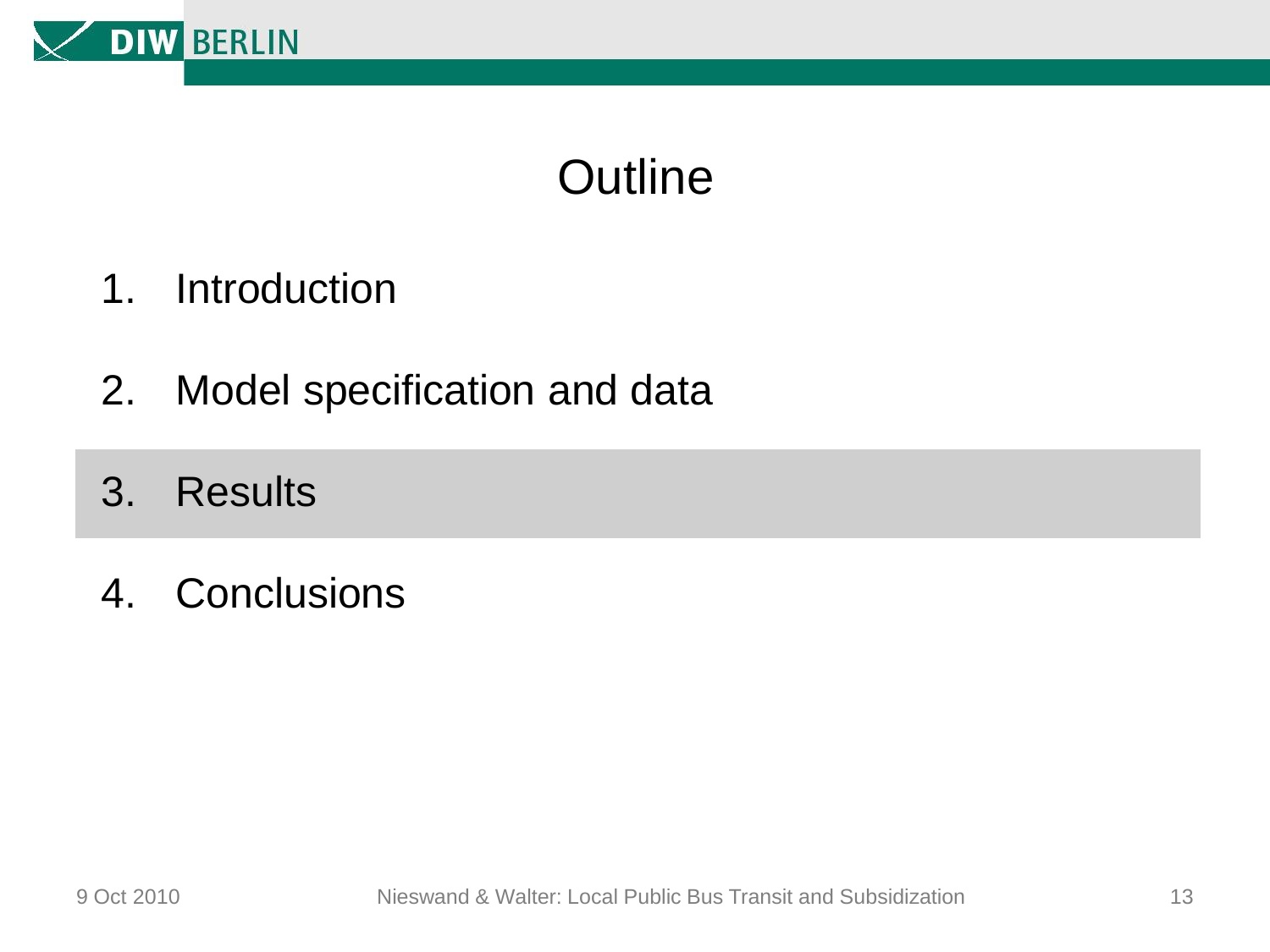# Outline

1. Introduction
2. Model specification and data
3. Results
4. Conclusions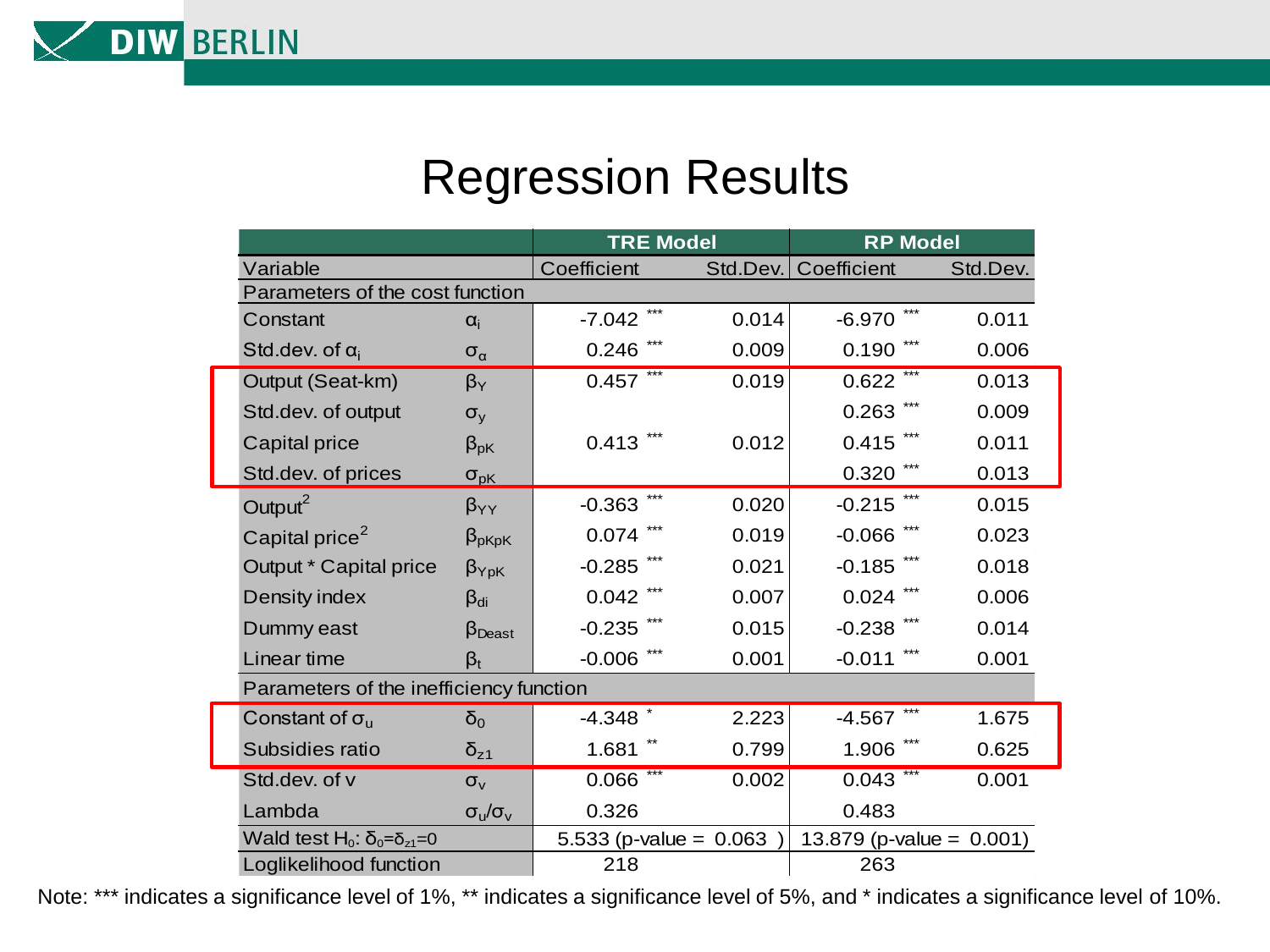# Regression Results

| Variable | | TRE Model Coefficient | TRE Model Std.Dev. | RP Model Coefficient | RP Model Std.Dev. |
|---|---|---|---|---|---|
| Parameters of the cost function | | | | | |
| Constant | $\alpha_i$ | -7.042 *** | 0.014 | -6.970 *** | 0.011 |
| Std.dev. of $\alpha_i$ | $\sigma_\alpha$ | 0.246 *** | 0.009 | 0.190 *** | 0.006 |
| Output (Seat-km) | $\beta_Y$ | 0.457 *** | 0.019 | 0.622 *** | 0.013 |
| Std.dev. of output | $\sigma_y$ | | | 0.263 *** | 0.009 |
| Capital price | $\beta_{pK}$ | 0.413 *** | 0.012 | 0.415 *** | 0.011 |
| Std.dev. of prices | $\sigma_{pK}$ | | | 0.320 *** | 0.013 |
| Output$^2$ | $\beta_{YY}$ | -0.363 *** | 0.020 | -0.215 *** | 0.015 |
| Capital price$^2$ | $\beta_{pKpK}$ | 0.074 *** | 0.019 | -0.066 *** | 0.023 |
| Output * Capital price | $\beta_{YpK}$ | -0.285 *** | 0.021 | -0.185 *** | 0.018 |
| Density index | $\beta_{di}$ | 0.042 *** | 0.007 | 0.024 *** | 0.006 |
| Dummy east | $\beta_{Deast}$ | -0.235 *** | 0.015 | -0.238 *** | 0.014 |
| Linear time | $\beta_t$ | -0.006 *** | 0.001 | -0.011 *** | 0.001 |
| Parameters of the inefficiency function | | | | | |
| Constant of $\sigma_u$ | $\delta_0$ | -4.348 * | 2.223 | -4.567 *** | 1.675 |
| Subsidies ratio | $\delta_{z1}$ | 1.681 ** | 0.799 | 1.906 *** | 0.625 |
| Std.dev. of v | $\sigma_v$ | 0.066 *** | 0.002 | 0.043 *** | 0.001 |
| Lambda | $\sigma_u/\sigma_v$ | 0.326 | | 0.483 | |
| Wald test $H_0$: $\delta_0=\delta_{z1}=0$ | | 5.533 (p-value = 0.063 ) | | 13.879 (p-value = 0.001) | |
| Loglikelihood function | | 218 | | 263 | |

Note: *** indicates a significance level of 1%, ** indicates a significance level of 5%, and * indicates a significance level of 10%.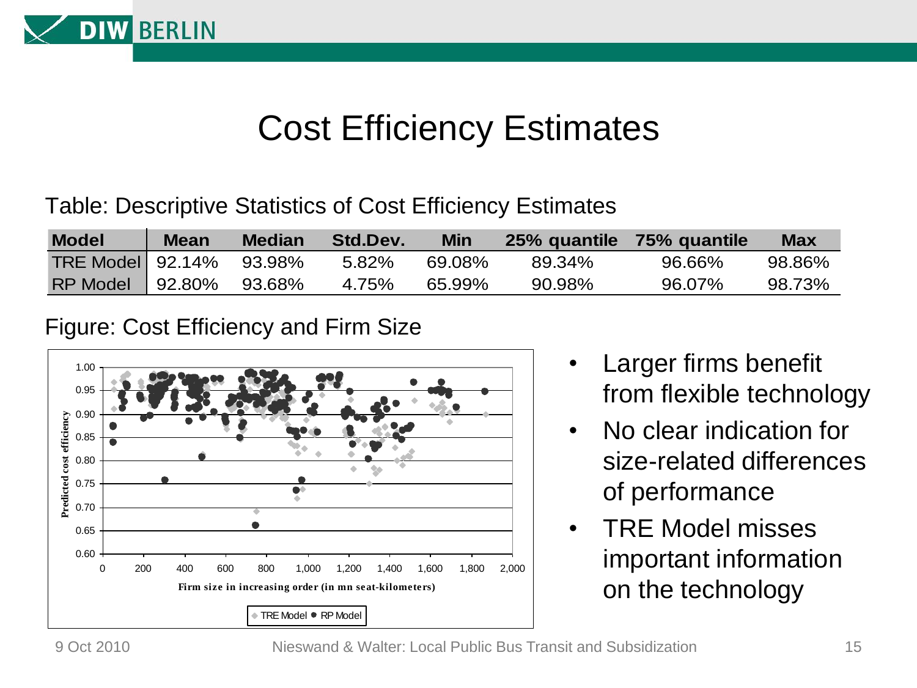# Cost Efficiency Estimates

Table: Descriptive Statistics of Cost Efficiency Estimates

| Model | Mean | Median | Std.Dev. | Min | 25% quantile | 75% quantile | Max |
|---|---|---|---|---|---|---|---|
| TRE Model | 92.14% | 93.98% | 5.82% | 69.08% | 89.34% | 96.66% | 98.86% |
| RP Model | 92.80% | 93.68% | 4.75% | 65.99% | 90.98% | 96.07% | 98.73% |

Figure: Cost Efficiency and Firm Size

- Larger firms benefit from flexible technology
- No clear indication for size-related differences of performance
- TRE Model misses important information on the technology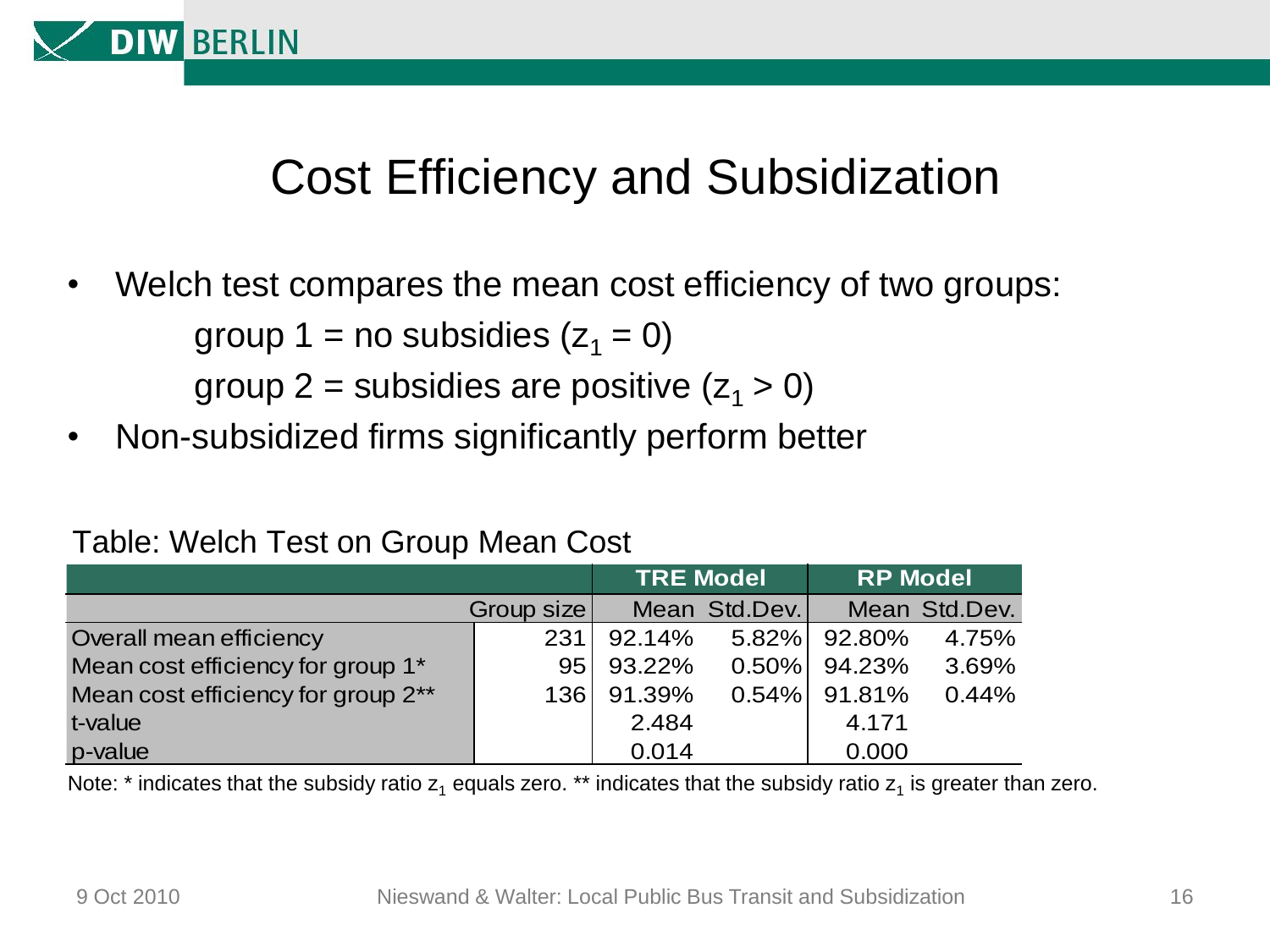# Cost Efficiency and Subsidization

- Welch test compares the mean cost efficiency of two groups:

  group 1 = no subsidies ($z_1 = 0$)

  group 2 = subsidies are positive ($z_1 > 0$)
- Non-subsidized firms significantly perform better

Table: Welch Test on Group Mean Cost

| | | TRE Model | | RP Model | |
|---|---|---|---|---|---|
| | Group size | Mean | Std.Dev. | Mean | Std.Dev. |
| Overall mean efficiency | 231 | 92.14% | 5.82% | 92.80% | 4.75% |
| Mean cost efficiency for group 1* | 95 | 93.22% | 0.50% | 94.23% | 3.69% |
| Mean cost efficiency for group 2** | 136 | 91.39% | 0.54% | 91.81% | 0.44% |
| t-value | | 2.484 | | 4.171 | |
| p-value | | 0.014 | | 0.000 | |

Note: * indicates that the subsidy ratio $z_1$ equals zero. ** indicates that the subsidy ratio $z_1$ is greater than zero.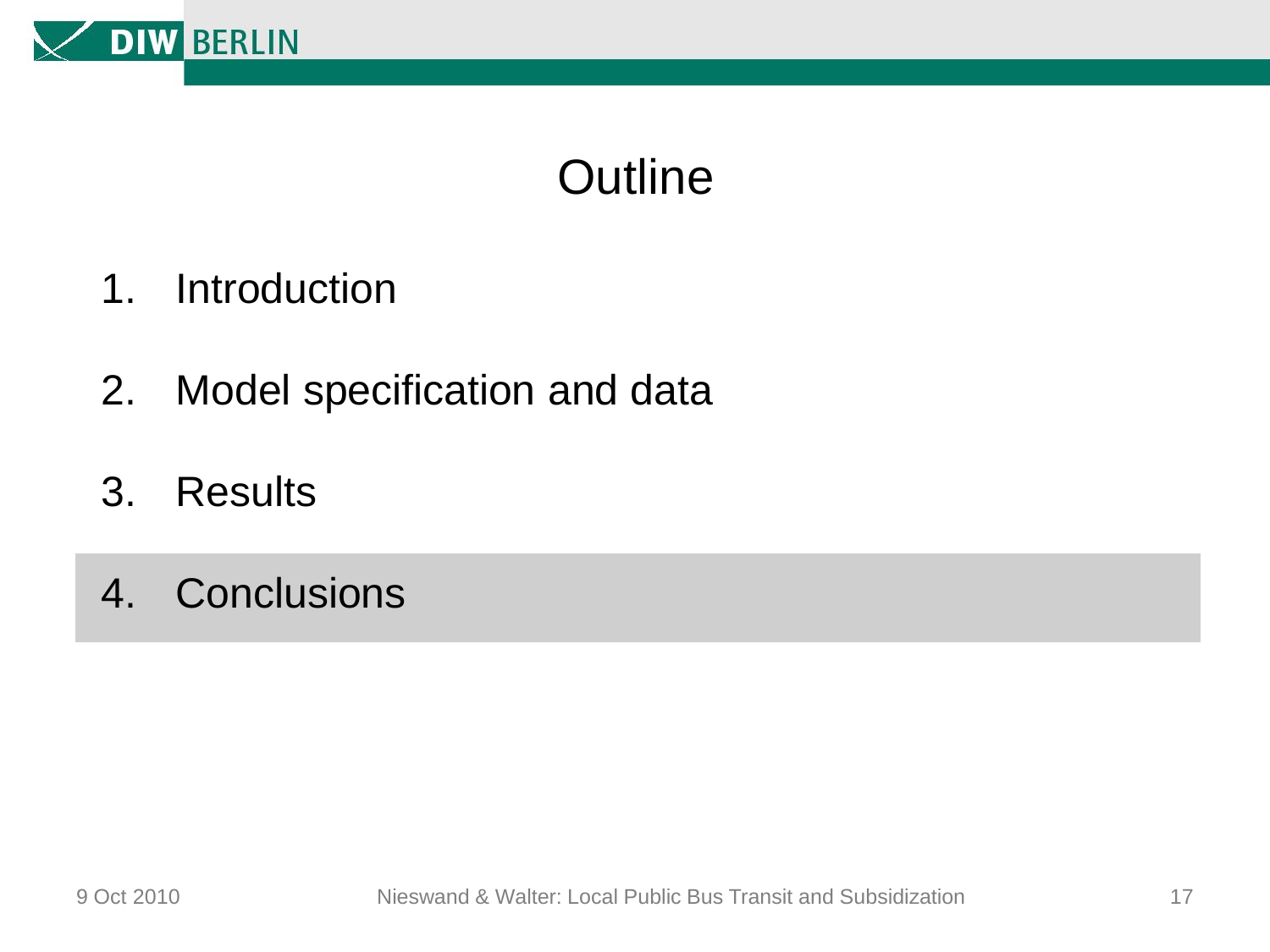# Outline

1. Introduction
2. Model specification and data
3. Results
4. Conclusions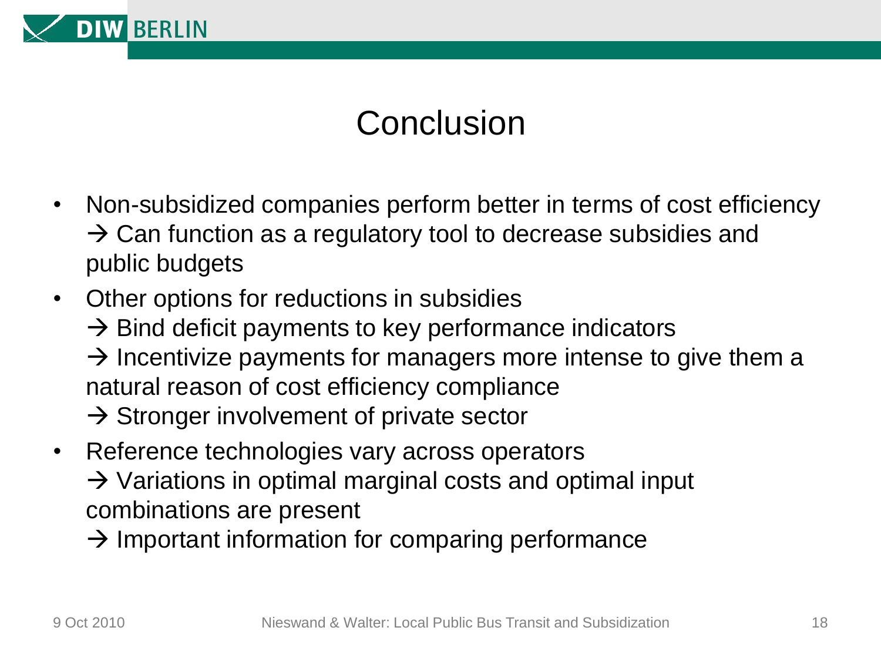# Conclusion

- Non-subsidized companies perform better in terms of cost efficiency
  → Can function as a regulatory tool to decrease subsidies and public budgets
- Other options for reductions in subsidies
  → Bind deficit payments to key performance indicators
  → Incentivize payments for managers more intense to give them a natural reason of cost efficiency compliance
  → Stronger involvement of private sector
- Reference technologies vary across operators
  → Variations in optimal marginal costs and optimal input combinations are present
  → Important information for comparing performance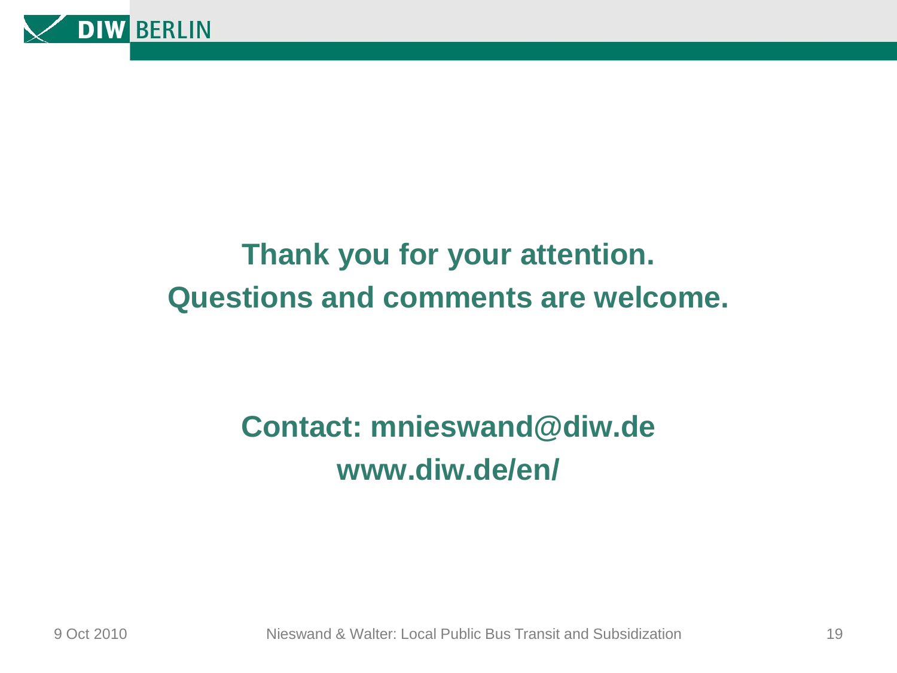**Thank you for your attention.**
**Questions and comments are welcome.**

**Contact: mnieswand@diw.de**
**www.diw.de/en/**